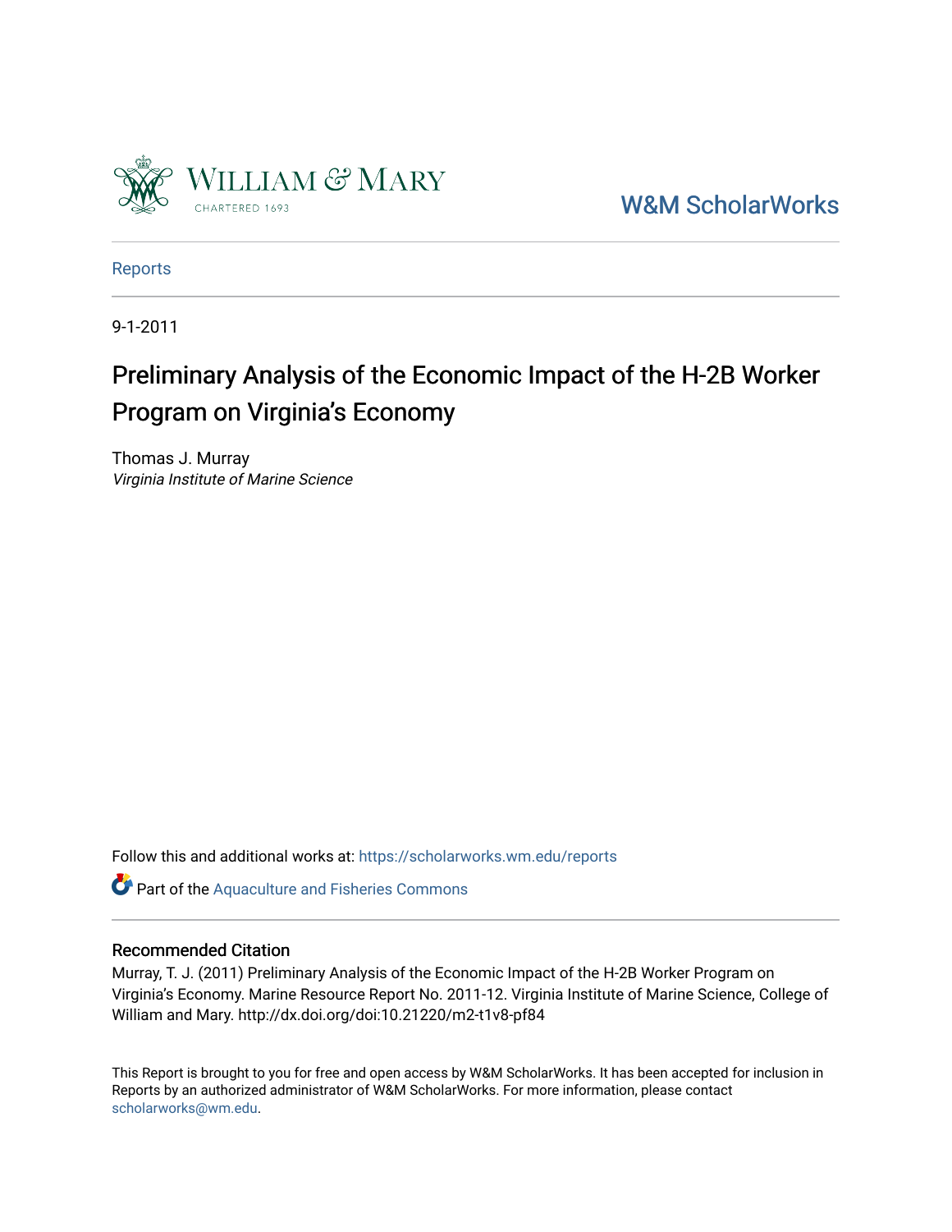William & Mary

CHARTERED 1693

W&M ScholarWorks

Reports

9-1-2011

# Preliminary Analysis of the Economic Impact of the H-2B Worker Program on Virginia's Economy

Thomas J. Murray
*Virginia Institute of Marine Science*

Follow this and additional works at: https://scholarworks.wm.edu/reports

Part of the Aquaculture and Fisheries Commons

### Recommended Citation

Murray, T. J. (2011) Preliminary Analysis of the Economic Impact of the H-2B Worker Program on Virginia's Economy. Marine Resource Report No. 2011-12. Virginia Institute of Marine Science, College of William and Mary. http://dx.doi.org/doi:10.21220/m2-t1v8-pf84

This Report is brought to you for free and open access by W&M ScholarWorks. It has been accepted for inclusion in Reports by an authorized administrator of W&M ScholarWorks. For more information, please contact scholarworks@wm.edu.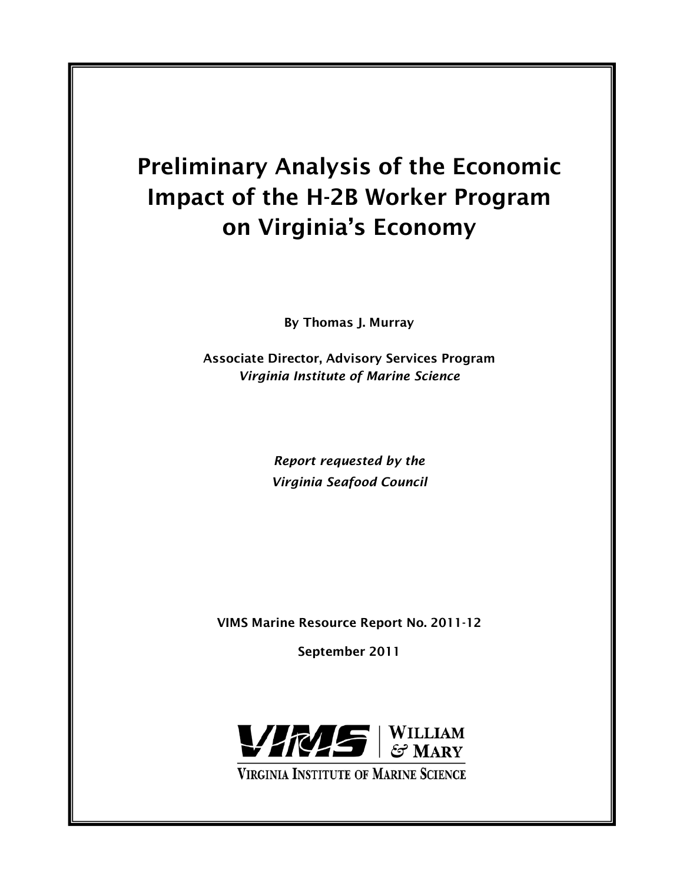# Preliminary Analysis of the Economic Impact of the H-2B Worker Program on Virginia's Economy

**By Thomas J. Murray**

**Associate Director, Advisory Services Program**
***Virginia Institute of Marine Science***

***Report requested by the***
***Virginia Seafood Council***

**VIMS Marine Resource Report No. 2011-12**

**September 2011**

VIMS | WILLIAM & MARY
VIRGINIA INSTITUTE OF MARINE SCIENCE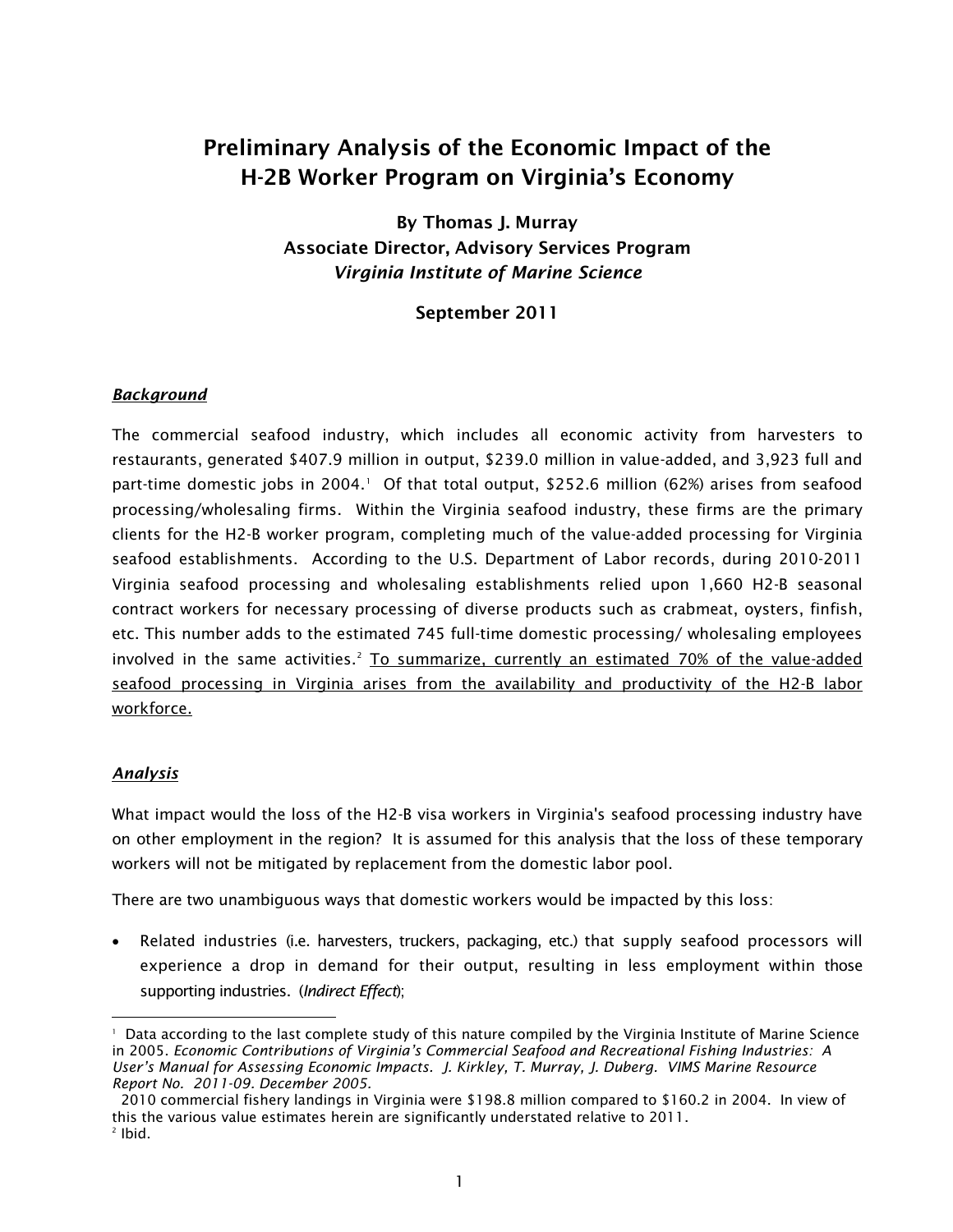# Preliminary Analysis of the Economic Impact of the H-2B Worker Program on Virginia's Economy

**By Thomas J. Murray**
**Associate Director, Advisory Services Program**
***Virginia Institute of Marine Science***

**September 2011**

## ***Background***

The commercial seafood industry, which includes all economic activity from harvesters to restaurants, generated $407.9 million in output, $239.0 million in value-added, and 3,923 full and part-time domestic jobs in 2004.[1] Of that total output, $252.6 million (62%) arises from seafood processing/wholesaling firms. Within the Virginia seafood industry, these firms are the primary clients for the H2-B worker program, completing much of the value-added processing for Virginia seafood establishments. According to the U.S. Department of Labor records, during 2010-2011 Virginia seafood processing and wholesaling establishments relied upon 1,660 H2-B seasonal contract workers for necessary processing of diverse products such as crabmeat, oysters, finfish, etc. This number adds to the estimated 745 full-time domestic processing/ wholesaling employees involved in the same activities.[2] <u>To summarize, currently an estimated 70% of the value-added seafood processing in Virginia arises from the availability and productivity of the H2-B labor workforce.</u>

## ***Analysis***

What impact would the loss of the H2-B visa workers in Virginia's seafood processing industry have on other employment in the region? It is assumed for this analysis that the loss of these temporary workers will not be mitigated by replacement from the domestic labor pool.

There are two unambiguous ways that domestic workers would be impacted by this loss:

- Related industries (i.e. harvesters, truckers, packaging, etc.) that supply seafood processors will experience a drop in demand for their output, resulting in less employment within those supporting industries. (*Indirect Effect*);

---

[1] Data according to the last complete study of this nature compiled by the Virginia Institute of Marine Science in 2005. *Economic Contributions of Virginia's Commercial Seafood and Recreational Fishing Industries: A User's Manual for Assessing Economic Impacts. J. Kirkley, T. Murray, J. Duberg. VIMS Marine Resource Report No. 2011-09. December 2005.*
2010 commercial fishery landings in Virginia were $198.8 million compared to $160.2 in 2004. In view of this the various value estimates herein are significantly understated relative to 2011.

[2] Ibid.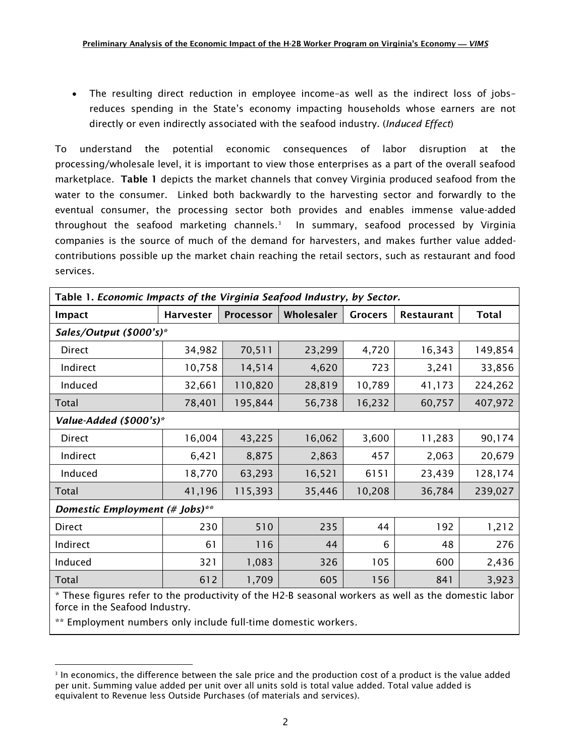- The resulting direct reduction in employee income–as well as the indirect loss of jobs–reduces spending in the State's economy impacting households whose earners are not directly or even indirectly associated with the seafood industry. (*Induced Effect*)

To understand the potential economic consequences of labor disruption at the processing/wholesale level, it is important to view those enterprises as a part of the overall seafood marketplace. **Table 1** depicts the market channels that convey Virginia produced seafood from the water to the consumer. Linked both backwardly to the harvesting sector and forwardly to the eventual consumer, the processing sector both provides and enables immense value-added throughout the seafood marketing channels.[3] In summary, seafood processed by Virginia companies is the source of much of the demand for harvesters, and makes further value added-contributions possible up the market chain reaching the retail sectors, such as restaurant and food services.

**Table 1.** ***Economic Impacts of the Virginia Seafood Industry, by Sector.***

| Impact | Harvester | Processor | Wholesaler | Grocers | Restaurant | Total |
|---|---|---|---|---|---|---|
| ***Sales/Output ($000's)**** | | | | | | |
| Direct | 34,982 | 70,511 | 23,299 | 4,720 | 16,343 | 149,854 |
| Indirect | 10,758 | 14,514 | 4,620 | 723 | 3,241 | 33,856 |
| Induced | 32,661 | 110,820 | 28,819 | 10,789 | 41,173 | 224,262 |
| Total | 78,401 | 195,844 | 56,738 | 16,232 | 60,757 | 407,972 |
| ***Value-Added ($000's)**** | | | | | | |
| Direct | 16,004 | 43,225 | 16,062 | 3,600 | 11,283 | 90,174 |
| Indirect | 6,421 | 8,875 | 2,863 | 457 | 2,063 | 20,679 |
| Induced | 18,770 | 63,293 | 16,521 | 6151 | 23,439 | 128,174 |
| Total | 41,196 | 115,393 | 35,446 | 10,208 | 36,784 | 239,027 |
| ***Domestic Employment (# Jobs)***** | | | | | | |
| Direct | 230 | 510 | 235 | 44 | 192 | 1,212 |
| Indirect | 61 | 116 | 44 | 6 | 48 | 276 |
| Induced | 321 | 1,083 | 326 | 105 | 600 | 2,436 |
| Total | 612 | 1,709 | 605 | 156 | 841 | 3,923 |

* These figures refer to the productivity of the H2-B seasonal workers as well as the domestic labor force in the Seafood Industry.

** Employment numbers only include full-time domestic workers.

[3] In economics, the difference between the sale price and the production cost of a product is the value added per unit. Summing value added per unit over all units sold is total value added. Total value added is equivalent to Revenue less Outside Purchases (of materials and services).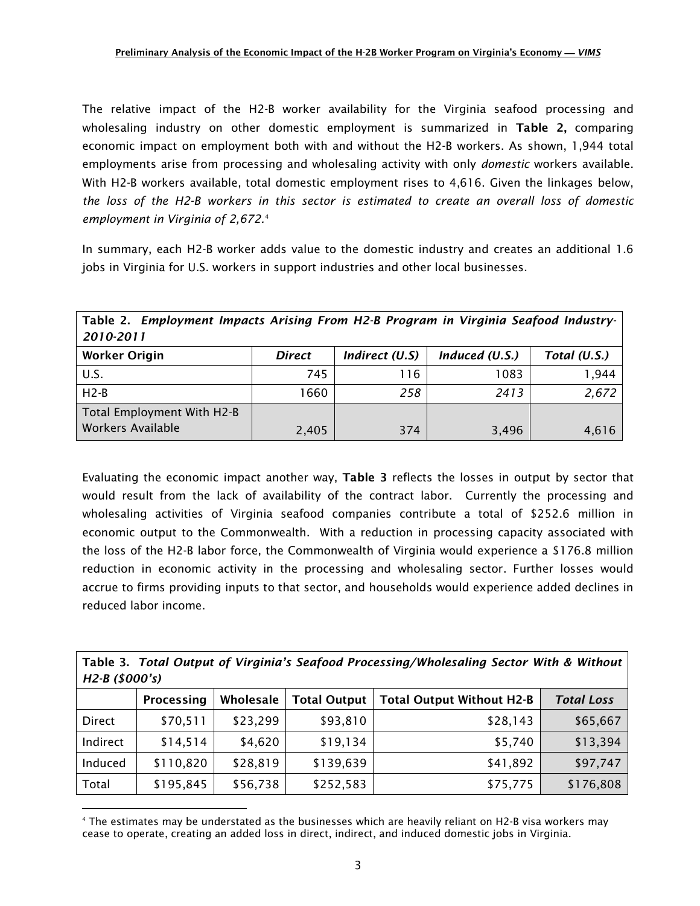The relative impact of the H2-B worker availability for the Virginia seafood processing and wholesaling industry on other domestic employment is summarized in **Table 2,** comparing economic impact on employment both with and without the H2-B workers. As shown, 1,944 total employments arise from processing and wholesaling activity with only *domestic* workers available. With H2-B workers available, total domestic employment rises to 4,616. Given the linkages below, *the loss of the H2-B workers in this sector is estimated to create an overall loss of domestic employment in Virginia of 2,672.*[4]

In summary, each H2-B worker adds value to the domestic industry and creates an additional 1.6 jobs in Virginia for U.S. workers in support industries and other local businesses.

**Table 2.** ***Employment Impacts Arising From H2-B Program in Virginia Seafood Industry-2010-2011***

| Worker Origin | *Direct* | *Indirect (U.S)* | *Induced (U.S.)* | *Total (U.S.)* |
|---|---|---|---|---|
| U.S. | 745 | 116 | 1083 | 1,944 |
| H2-B | 1660 | *258* | *2413* | *2,672* |
| Total Employment With H2-B Workers Available | 2,405 | 374 | 3,496 | 4,616 |

Evaluating the economic impact another way, **Table 3** reflects the losses in output by sector that would result from the lack of availability of the contract labor. Currently the processing and wholesaling activities of Virginia seafood companies contribute a total of $252.6 million in economic output to the Commonwealth. With a reduction in processing capacity associated with the loss of the H2-B labor force, the Commonwealth of Virginia would experience a $176.8 million reduction in economic activity in the processing and wholesaling sector. Further losses would accrue to firms providing inputs to that sector, and households would experience added declines in reduced labor income.

**Table 3.** ***Total Output of Virginia's Seafood Processing/Wholesaling Sector With & Without H2-B ($000's)***

| | Processing | Wholesale | Total Output | Total Output Without H2-B | *Total Loss* |
|---|---|---|---|---|---|
| Direct | $70,511 | $23,299 | $93,810 | $28,143 | $65,667 |
| Indirect | $14,514 | $4,620 | $19,134 | $5,740 | $13,394 |
| Induced | $110,820 | $28,819 | $139,639 | $41,892 | $97,747 |
| Total | $195,845 | $56,738 | $252,583 | $75,775 | $176,808 |

[4] The estimates may be understated as the businesses which are heavily reliant on H2-B visa workers may cease to operate, creating an added loss in direct, indirect, and induced domestic jobs in Virginia.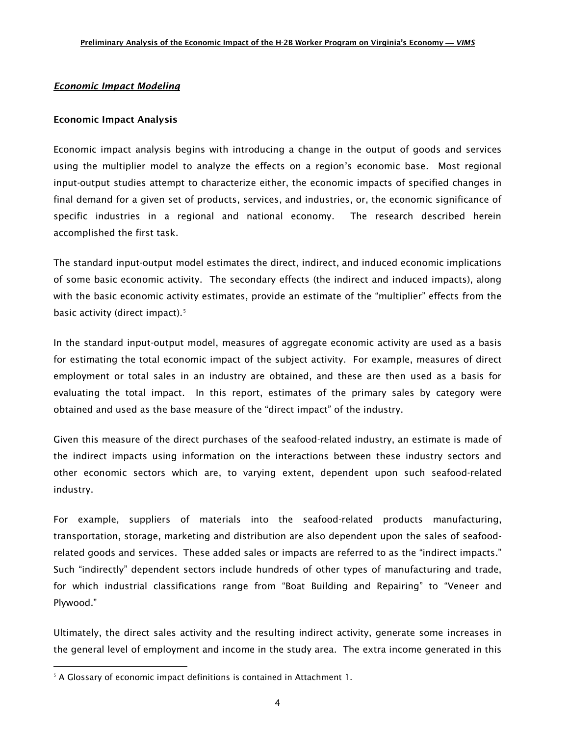## *Economic Impact Modeling*

### Economic Impact Analysis

Economic impact analysis begins with introducing a change in the output of goods and services using the multiplier model to analyze the effects on a region's economic base. Most regional input-output studies attempt to characterize either, the economic impacts of specified changes in final demand for a given set of products, services, and industries, or, the economic significance of specific industries in a regional and national economy. The research described herein accomplished the first task.

The standard input-output model estimates the direct, indirect, and induced economic implications of some basic economic activity. The secondary effects (the indirect and induced impacts), along with the basic economic activity estimates, provide an estimate of the "multiplier" effects from the basic activity (direct impact).[5]

In the standard input-output model, measures of aggregate economic activity are used as a basis for estimating the total economic impact of the subject activity. For example, measures of direct employment or total sales in an industry are obtained, and these are then used as a basis for evaluating the total impact. In this report, estimates of the primary sales by category were obtained and used as the base measure of the "direct impact" of the industry.

Given this measure of the direct purchases of the seafood-related industry, an estimate is made of the indirect impacts using information on the interactions between these industry sectors and other economic sectors which are, to varying extent, dependent upon such seafood-related industry.

For example, suppliers of materials into the seafood-related products manufacturing, transportation, storage, marketing and distribution are also dependent upon the sales of seafood-related goods and services. These added sales or impacts are referred to as the "indirect impacts." Such "indirectly" dependent sectors include hundreds of other types of manufacturing and trade, for which industrial classifications range from "Boat Building and Repairing" to "Veneer and Plywood."

Ultimately, the direct sales activity and the resulting indirect activity, generate some increases in the general level of employment and income in the study area. The extra income generated in this

[5] A Glossary of economic impact definitions is contained in Attachment 1.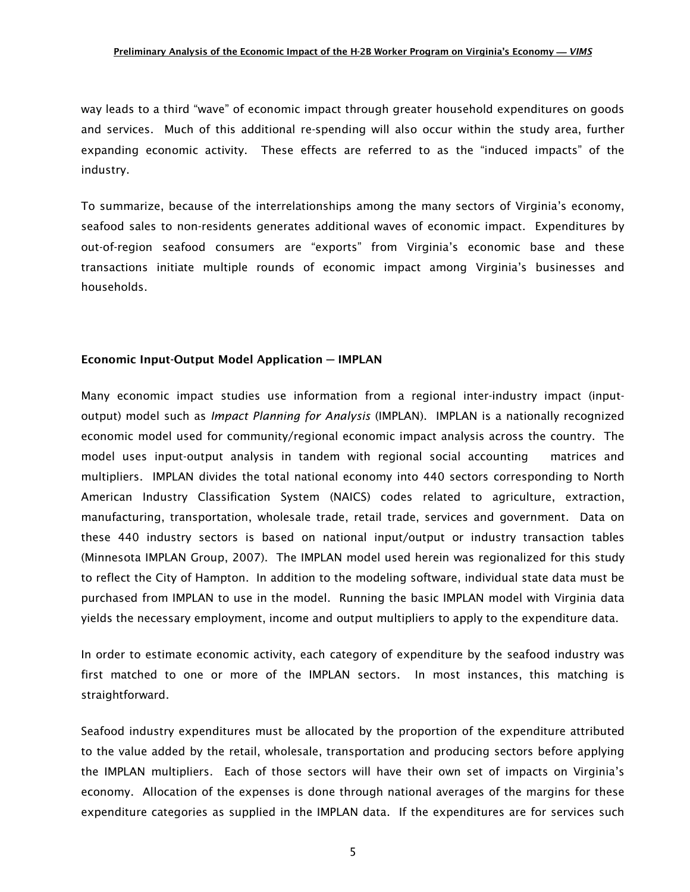way leads to a third "wave" of economic impact through greater household expenditures on goods and services. Much of this additional re-spending will also occur within the study area, further expanding economic activity. These effects are referred to as the "induced impacts" of the industry.

To summarize, because of the interrelationships among the many sectors of Virginia's economy, seafood sales to non-residents generates additional waves of economic impact. Expenditures by out-of-region seafood consumers are "exports" from Virginia's economic base and these transactions initiate multiple rounds of economic impact among Virginia's businesses and households.

**Economic Input-Output Model Application — IMPLAN**

Many economic impact studies use information from a regional inter-industry impact (input-output) model such as *Impact Planning for Analysis* (IMPLAN). IMPLAN is a nationally recognized economic model used for community/regional economic impact analysis across the country. The model uses input-output analysis in tandem with regional social accounting matrices and multipliers. IMPLAN divides the total national economy into 440 sectors corresponding to North American Industry Classification System (NAICS) codes related to agriculture, extraction, manufacturing, transportation, wholesale trade, retail trade, services and government. Data on these 440 industry sectors is based on national input/output or industry transaction tables (Minnesota IMPLAN Group, 2007). The IMPLAN model used herein was regionalized for this study to reflect the City of Hampton. In addition to the modeling software, individual state data must be purchased from IMPLAN to use in the model. Running the basic IMPLAN model with Virginia data yields the necessary employment, income and output multipliers to apply to the expenditure data.

In order to estimate economic activity, each category of expenditure by the seafood industry was first matched to one or more of the IMPLAN sectors. In most instances, this matching is straightforward.

Seafood industry expenditures must be allocated by the proportion of the expenditure attributed to the value added by the retail, wholesale, transportation and producing sectors before applying the IMPLAN multipliers. Each of those sectors will have their own set of impacts on Virginia's economy. Allocation of the expenses is done through national averages of the margins for these expenditure categories as supplied in the IMPLAN data. If the expenditures are for services such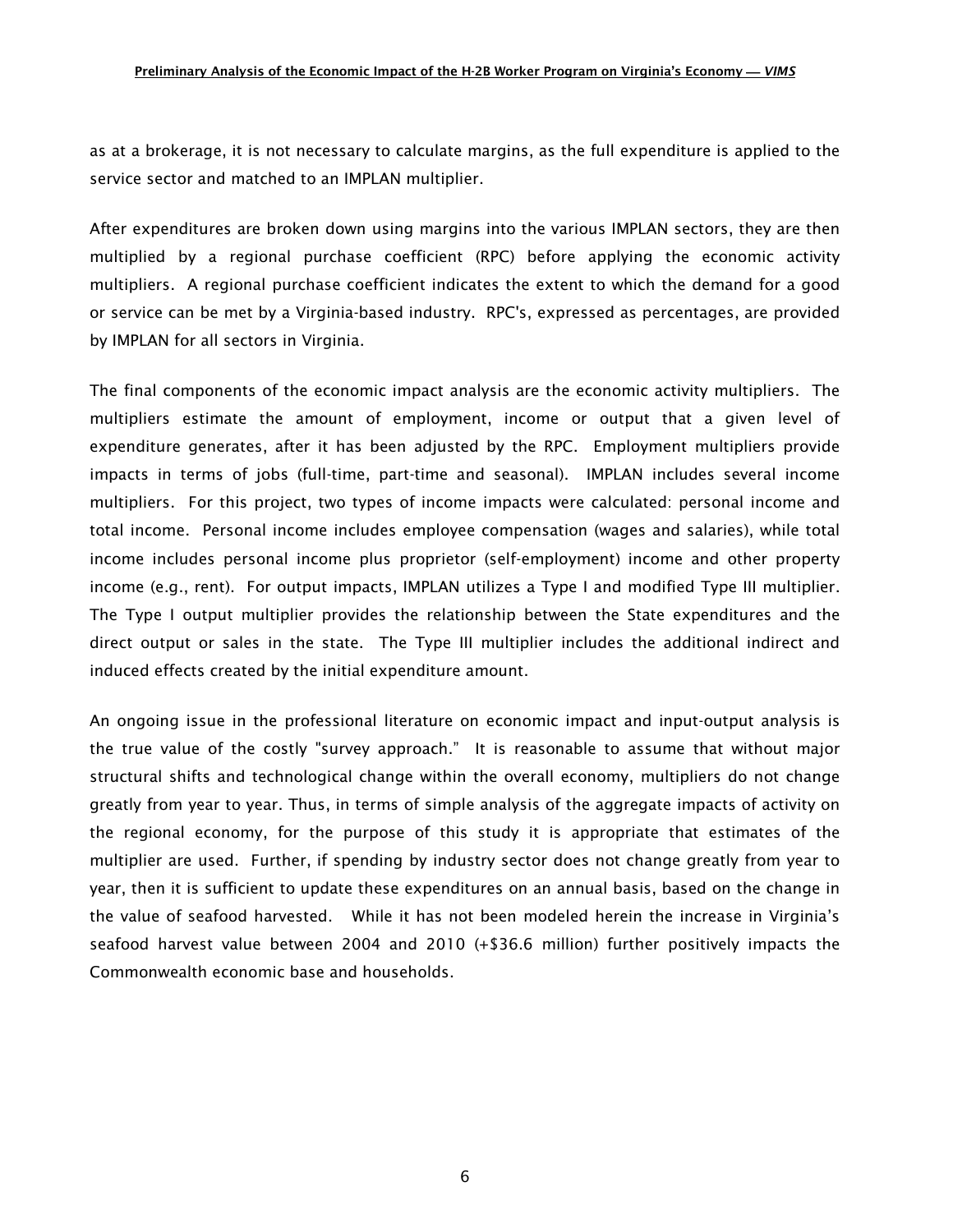as at a brokerage, it is not necessary to calculate margins, as the full expenditure is applied to the service sector and matched to an IMPLAN multiplier.

After expenditures are broken down using margins into the various IMPLAN sectors, they are then multiplied by a regional purchase coefficient (RPC) before applying the economic activity multipliers. A regional purchase coefficient indicates the extent to which the demand for a good or service can be met by a Virginia-based industry. RPC's, expressed as percentages, are provided by IMPLAN for all sectors in Virginia.

The final components of the economic impact analysis are the economic activity multipliers. The multipliers estimate the amount of employment, income or output that a given level of expenditure generates, after it has been adjusted by the RPC. Employment multipliers provide impacts in terms of jobs (full-time, part-time and seasonal). IMPLAN includes several income multipliers. For this project, two types of income impacts were calculated: personal income and total income. Personal income includes employee compensation (wages and salaries), while total income includes personal income plus proprietor (self-employment) income and other property income (e.g., rent). For output impacts, IMPLAN utilizes a Type I and modified Type III multiplier. The Type I output multiplier provides the relationship between the State expenditures and the direct output or sales in the state. The Type III multiplier includes the additional indirect and induced effects created by the initial expenditure amount.

An ongoing issue in the professional literature on economic impact and input-output analysis is the true value of the costly "survey approach." It is reasonable to assume that without major structural shifts and technological change within the overall economy, multipliers do not change greatly from year to year. Thus, in terms of simple analysis of the aggregate impacts of activity on the regional economy, for the purpose of this study it is appropriate that estimates of the multiplier are used. Further, if spending by industry sector does not change greatly from year to year, then it is sufficient to update these expenditures on an annual basis, based on the change in the value of seafood harvested. While it has not been modeled herein the increase in Virginia's seafood harvest value between 2004 and 2010 (+$36.6 million) further positively impacts the Commonwealth economic base and households.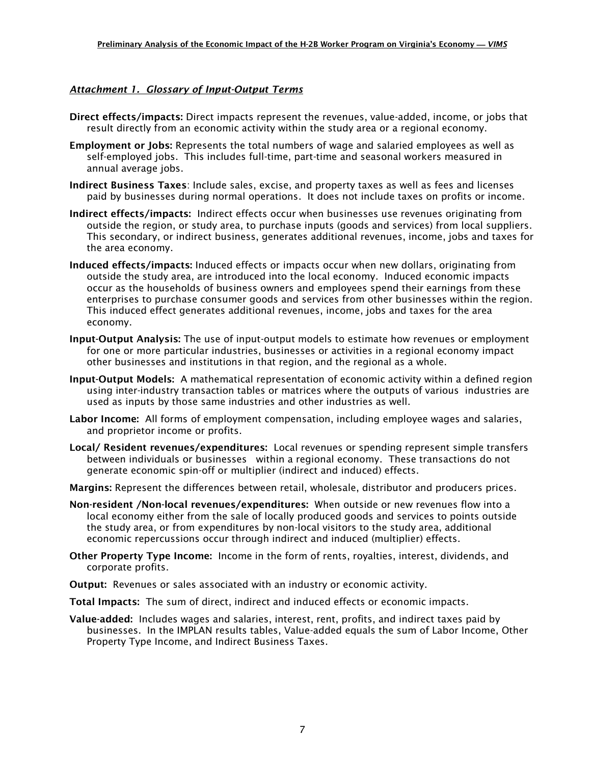### *Attachment 1. Glossary of Input-Output Terms*

**Direct effects/impacts:** Direct impacts represent the revenues, value-added, income, or jobs that result directly from an economic activity within the study area or a regional economy.

**Employment or Jobs:** Represents the total numbers of wage and salaried employees as well as self-employed jobs. This includes full-time, part-time and seasonal workers measured in annual average jobs.

**Indirect Business Taxes**: Include sales, excise, and property taxes as well as fees and licenses paid by businesses during normal operations. It does not include taxes on profits or income.

**Indirect effects/impacts:** Indirect effects occur when businesses use revenues originating from outside the region, or study area, to purchase inputs (goods and services) from local suppliers. This secondary, or indirect business, generates additional revenues, income, jobs and taxes for the area economy.

**Induced effects/impacts:** Induced effects or impacts occur when new dollars, originating from outside the study area, are introduced into the local economy. Induced economic impacts occur as the households of business owners and employees spend their earnings from these enterprises to purchase consumer goods and services from other businesses within the region. This induced effect generates additional revenues, income, jobs and taxes for the area economy.

**Input-Output Analysis:** The use of input-output models to estimate how revenues or employment for one or more particular industries, businesses or activities in a regional economy impact other businesses and institutions in that region, and the regional as a whole.

**Input-Output Models:** A mathematical representation of economic activity within a defined region using inter-industry transaction tables or matrices where the outputs of various industries are used as inputs by those same industries and other industries as well.

**Labor Income:** All forms of employment compensation, including employee wages and salaries, and proprietor income or profits.

**Local/ Resident revenues/expenditures:** Local revenues or spending represent simple transfers between individuals or businesses within a regional economy. These transactions do not generate economic spin-off or multiplier (indirect and induced) effects.

**Margins:** Represent the differences between retail, wholesale, distributor and producers prices.

**Non-resident /Non-local revenues/expenditures:** When outside or new revenues flow into a local economy either from the sale of locally produced goods and services to points outside the study area, or from expenditures by non-local visitors to the study area, additional economic repercussions occur through indirect and induced (multiplier) effects.

**Other Property Type Income:** Income in the form of rents, royalties, interest, dividends, and corporate profits.

**Output:** Revenues or sales associated with an industry or economic activity.

**Total Impacts:** The sum of direct, indirect and induced effects or economic impacts.

**Value-added:** Includes wages and salaries, interest, rent, profits, and indirect taxes paid by businesses. In the IMPLAN results tables, Value-added equals the sum of Labor Income, Other Property Type Income, and Indirect Business Taxes.